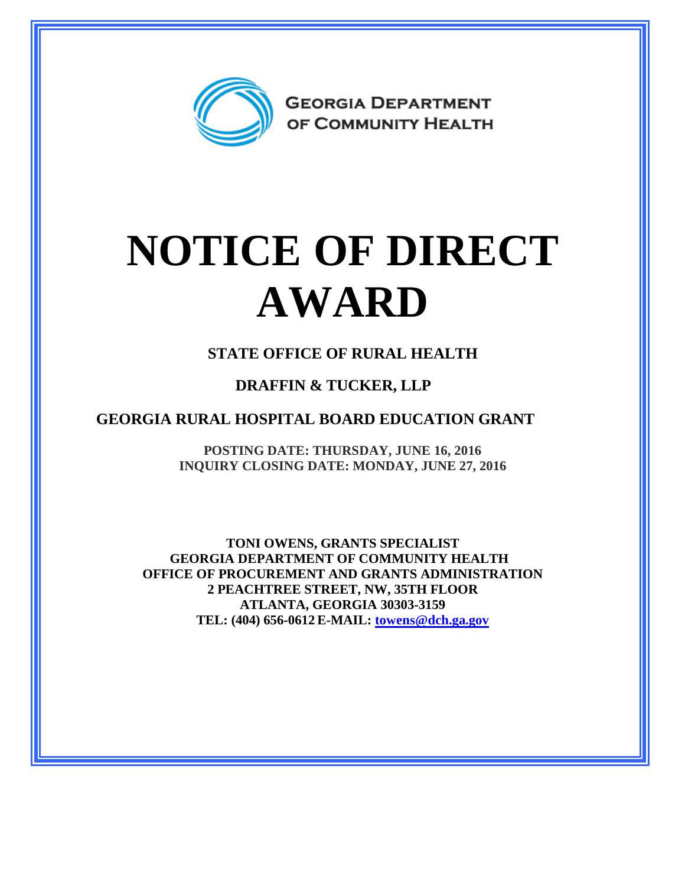GEORGIA DEPARTMENT OF COMMUNITY HEALTH

# NOTICE OF DIRECT AWARD

**STATE OFFICE OF RURAL HEALTH**

**DRAFFIN & TUCKER, LLP**

**GEORGIA RURAL HOSPITAL BOARD EDUCATION GRANT**

**POSTING DATE: THURSDAY, JUNE 16, 2016**
**INQUIRY CLOSING DATE: MONDAY, JUNE 27, 2016**

**TONI OWENS, GRANTS SPECIALIST**
**GEORGIA DEPARTMENT OF COMMUNITY HEALTH**
**OFFICE OF PROCUREMENT AND GRANTS ADMINISTRATION**
**2 PEACHTREE STREET, NW, 35TH FLOOR**
**ATLANTA, GEORGIA 30303-3159**
**TEL: (404) 656-0612 E-MAIL: towens@dch.ga.gov**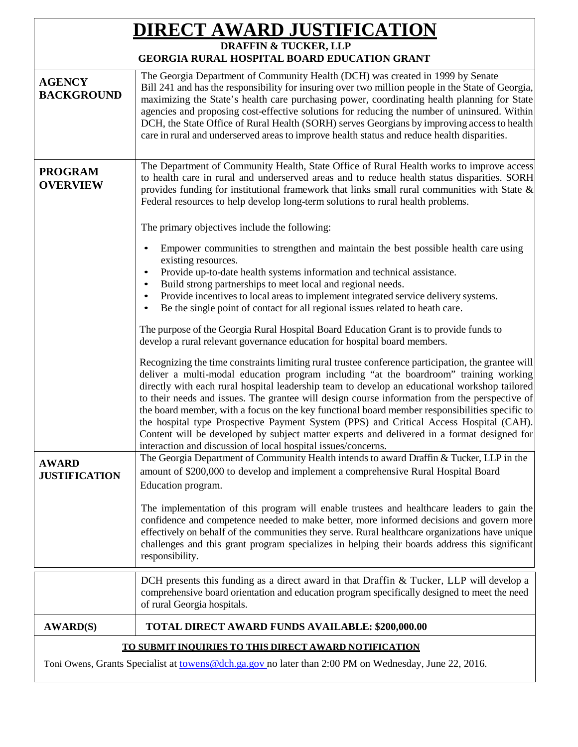# DIRECT AWARD JUSTIFICATION

**DRAFFIN & TUCKER, LLP**

**GEORGIA RURAL HOSPITAL BOARD EDUCATION GRANT**

| | |
|---|---|
| **AGENCY BACKGROUND** | The Georgia Department of Community Health (DCH) was created in 1999 by Senate Bill 241 and has the responsibility for insuring over two million people in the State of Georgia, maximizing the State's health care purchasing power, coordinating health planning for State agencies and proposing cost-effective solutions for reducing the number of uninsured. Within DCH, the State Office of Rural Health (SORH) serves Georgians by improving access to health care in rural and underserved areas to improve health status and reduce health disparities. |
| **PROGRAM OVERVIEW** | The Department of Community Health, State Office of Rural Health works to improve access to health care in rural and underserved areas and to reduce health status disparities. SORH provides funding for institutional framework that links small rural communities with State & Federal resources to help develop long-term solutions to rural health problems.<br><br>The primary objectives include the following:<br><br>• Empower communities to strengthen and maintain the best possible health care using existing resources.<br>• Provide up-to-date health systems information and technical assistance.<br>• Build strong partnerships to meet local and regional needs.<br>• Provide incentives to local areas to implement integrated service delivery systems.<br>• Be the single point of contact for all regional issues related to heath care.<br><br>The purpose of the Georgia Rural Hospital Board Education Grant is to provide funds to develop a rural relevant governance education for hospital board members.<br><br>Recognizing the time constraints limiting rural trustee conference participation, the grantee will deliver a multi-modal education program including "at the boardroom" training working directly with each rural hospital leadership team to develop an educational workshop tailored to their needs and issues. The grantee will design course information from the perspective of the board member, with a focus on the key functional board member responsibilities specific to the hospital type Prospective Payment System (PPS) and Critical Access Hospital (CAH). Content will be developed by subject matter experts and delivered in a format designed for interaction and discussion of local hospital issues/concerns. |
| **AWARD JUSTIFICATION** | The Georgia Department of Community Health intends to award Draffin & Tucker, LLP in the amount of $200,000 to develop and implement a comprehensive Rural Hospital Board Education program.<br><br>The implementation of this program will enable trustees and healthcare leaders to gain the confidence and competence needed to make better, more informed decisions and govern more effectively on behalf of the communities they serve. Rural healthcare organizations have unique challenges and this grant program specializes in helping their boards address this significant responsibility. |
| | DCH presents this funding as a direct award in that Draffin & Tucker, LLP will develop a comprehensive board orientation and education program specifically designed to meet the need of rural Georgia hospitals. |
| **AWARD(S)** | **TOTAL DIRECT AWARD FUNDS AVAILABLE: $200,000.00** |

**TO SUBMIT INQUIRIES TO THIS DIRECT AWARD NOTIFICATION**

Toni Owens, Grants Specialist at towens@dch.ga.gov no later than 2:00 PM on Wednesday, June 22, 2016.